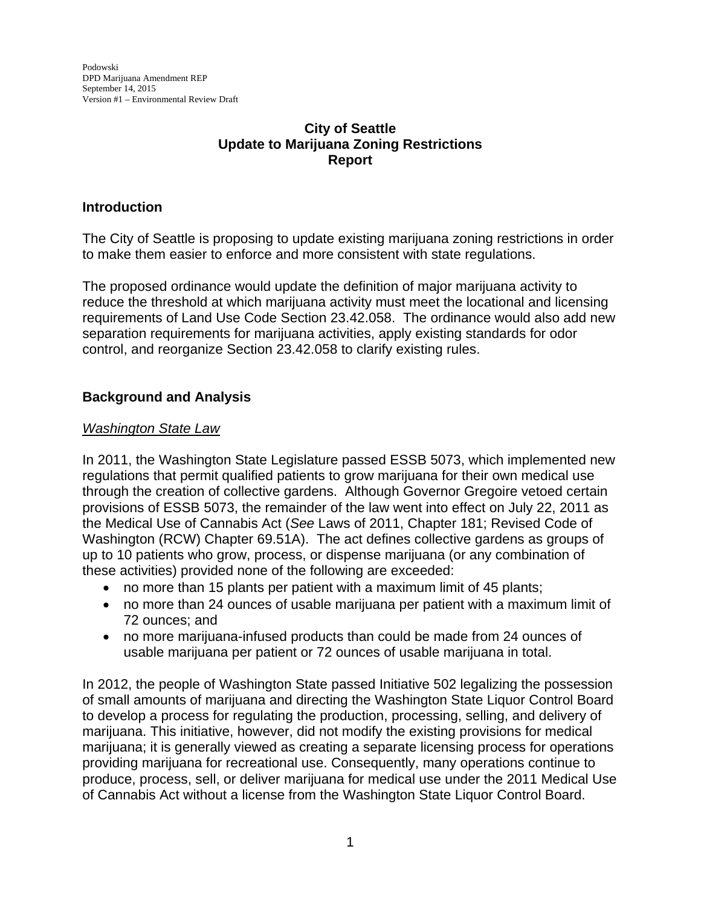Podowski
DPD Marijuana Amendment REP
September 14, 2015
Version #1 – Environmental Review Draft

# City of Seattle
# Update to Marijuana Zoning Restrictions
# Report

## Introduction

The City of Seattle is proposing to update existing marijuana zoning restrictions in order to make them easier to enforce and more consistent with state regulations.

The proposed ordinance would update the definition of major marijuana activity to reduce the threshold at which marijuana activity must meet the locational and licensing requirements of Land Use Code Section 23.42.058. The ordinance would also add new separation requirements for marijuana activities, apply existing standards for odor control, and reorganize Section 23.42.058 to clarify existing rules.

## Background and Analysis

### *Washington State Law*

In 2011, the Washington State Legislature passed ESSB 5073, which implemented new regulations that permit qualified patients to grow marijuana for their own medical use through the creation of collective gardens. Although Governor Gregoire vetoed certain provisions of ESSB 5073, the remainder of the law went into effect on July 22, 2011 as the Medical Use of Cannabis Act (*See* Laws of 2011, Chapter 181; Revised Code of Washington (RCW) Chapter 69.51A). The act defines collective gardens as groups of up to 10 patients who grow, process, or dispense marijuana (or any combination of these activities) provided none of the following are exceeded:

- no more than 15 plants per patient with a maximum limit of 45 plants;
- no more than 24 ounces of usable marijuana per patient with a maximum limit of 72 ounces; and
- no more marijuana-infused products than could be made from 24 ounces of usable marijuana per patient or 72 ounces of usable marijuana in total.

In 2012, the people of Washington State passed Initiative 502 legalizing the possession of small amounts of marijuana and directing the Washington State Liquor Control Board to develop a process for regulating the production, processing, selling, and delivery of marijuana. This initiative, however, did not modify the existing provisions for medical marijuana; it is generally viewed as creating a separate licensing process for operations providing marijuana for recreational use. Consequently, many operations continue to produce, process, sell, or deliver marijuana for medical use under the 2011 Medical Use of Cannabis Act without a license from the Washington State Liquor Control Board.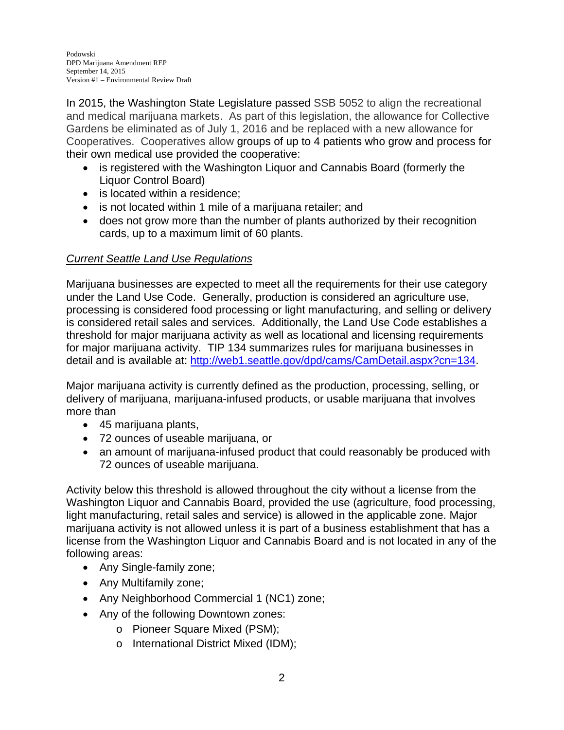In 2015, the Washington State Legislature passed SSB 5052 to align the recreational and medical marijuana markets. As part of this legislation, the allowance for Collective Gardens be eliminated as of July 1, 2016 and be replaced with a new allowance for Cooperatives. Cooperatives allow groups of up to 4 patients who grow and process for their own medical use provided the cooperative:

- is registered with the Washington Liquor and Cannabis Board (formerly the Liquor Control Board)
- is located within a residence;
- is not located within 1 mile of a marijuana retailer; and
- does not grow more than the number of plants authorized by their recognition cards, up to a maximum limit of 60 plants.

*Current Seattle Land Use Regulations*

Marijuana businesses are expected to meet all the requirements for their use category under the Land Use Code. Generally, production is considered an agriculture use, processing is considered food processing or light manufacturing, and selling or delivery is considered retail sales and services. Additionally, the Land Use Code establishes a threshold for major marijuana activity as well as locational and licensing requirements for major marijuana activity. TIP 134 summarizes rules for marijuana businesses in detail and is available at: [http://web1.seattle.gov/dpd/cams/CamDetail.aspx?cn=134](http://web1.seattle.gov/dpd/cams/CamDetail.aspx?cn=134).

Major marijuana activity is currently defined as the production, processing, selling, or delivery of marijuana, marijuana-infused products, or usable marijuana that involves more than

- 45 marijuana plants,
- 72 ounces of useable marijuana, or
- an amount of marijuana-infused product that could reasonably be produced with 72 ounces of useable marijuana.

Activity below this threshold is allowed throughout the city without a license from the Washington Liquor and Cannabis Board, provided the use (agriculture, food processing, light manufacturing, retail sales and service) is allowed in the applicable zone. Major marijuana activity is not allowed unless it is part of a business establishment that has a license from the Washington Liquor and Cannabis Board and is not located in any of the following areas:

- Any Single-family zone;
- Any Multifamily zone;
- Any Neighborhood Commercial 1 (NC1) zone;
- Any of the following Downtown zones:
  - Pioneer Square Mixed (PSM);
  - International District Mixed (IDM);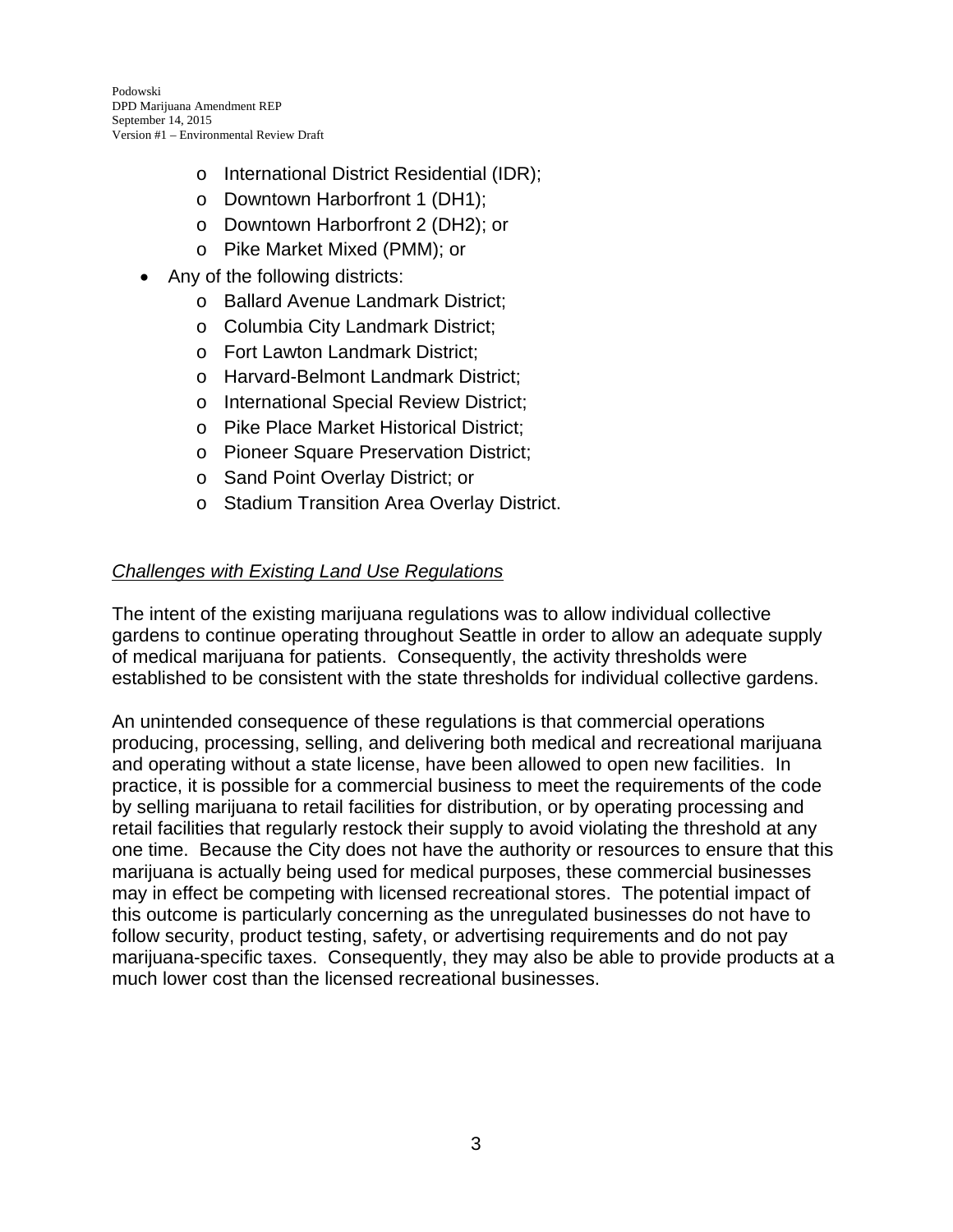- International District Residential (IDR);
  - Downtown Harborfront 1 (DH1);
  - Downtown Harborfront 2 (DH2); or
  - Pike Market Mixed (PMM); or
- Any of the following districts:
  - Ballard Avenue Landmark District;
  - Columbia City Landmark District;
  - Fort Lawton Landmark District;
  - Harvard-Belmont Landmark District;
  - International Special Review District;
  - Pike Place Market Historical District;
  - Pioneer Square Preservation District;
  - Sand Point Overlay District; or
  - Stadium Transition Area Overlay District.

*Challenges with Existing Land Use Regulations*

The intent of the existing marijuana regulations was to allow individual collective gardens to continue operating throughout Seattle in order to allow an adequate supply of medical marijuana for patients. Consequently, the activity thresholds were established to be consistent with the state thresholds for individual collective gardens.

An unintended consequence of these regulations is that commercial operations producing, processing, selling, and delivering both medical and recreational marijuana and operating without a state license, have been allowed to open new facilities. In practice, it is possible for a commercial business to meet the requirements of the code by selling marijuana to retail facilities for distribution, or by operating processing and retail facilities that regularly restock their supply to avoid violating the threshold at any one time. Because the City does not have the authority or resources to ensure that this marijuana is actually being used for medical purposes, these commercial businesses may in effect be competing with licensed recreational stores. The potential impact of this outcome is particularly concerning as the unregulated businesses do not have to follow security, product testing, safety, or advertising requirements and do not pay marijuana-specific taxes. Consequently, they may also be able to provide products at a much lower cost than the licensed recreational businesses.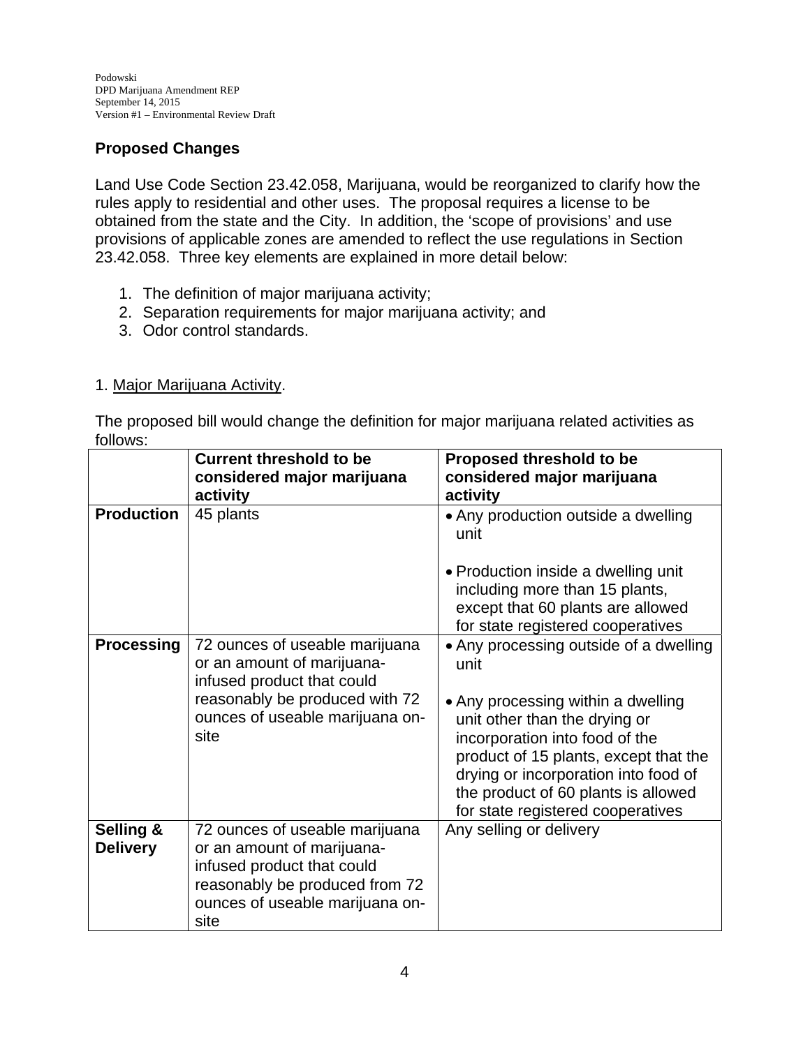## Proposed Changes

Land Use Code Section 23.42.058, Marijuana, would be reorganized to clarify how the rules apply to residential and other uses. The proposal requires a license to be obtained from the state and the City. In addition, the 'scope of provisions' and use provisions of applicable zones are amended to reflect the use regulations in Section 23.42.058. Three key elements are explained in more detail below:

1. The definition of major marijuana activity;
2. Separation requirements for major marijuana activity; and
3. Odor control standards.

1. <u>Major Marijuana Activity</u>.

The proposed bill would change the definition for major marijuana related activities as follows:

| | Current threshold to be considered major marijuana activity | Proposed threshold to be considered major marijuana activity |
|---|---|---|
| **Production** | 45 plants | • Any production outside a dwelling unit<br><br>• Production inside a dwelling unit including more than 15 plants, except that 60 plants are allowed for state registered cooperatives |
| **Processing** | 72 ounces of useable marijuana or an amount of marijuana-infused product that could reasonably be produced with 72 ounces of useable marijuana on-site | • Any processing outside of a dwelling unit<br><br>• Any processing within a dwelling unit other than the drying or incorporation into food of the product of 15 plants, except that the drying or incorporation into food of the product of 60 plants is allowed for state registered cooperatives |
| **Selling & Delivery** | 72 ounces of useable marijuana or an amount of marijuana-infused product that could reasonably be produced from 72 ounces of useable marijuana on-site | Any selling or delivery |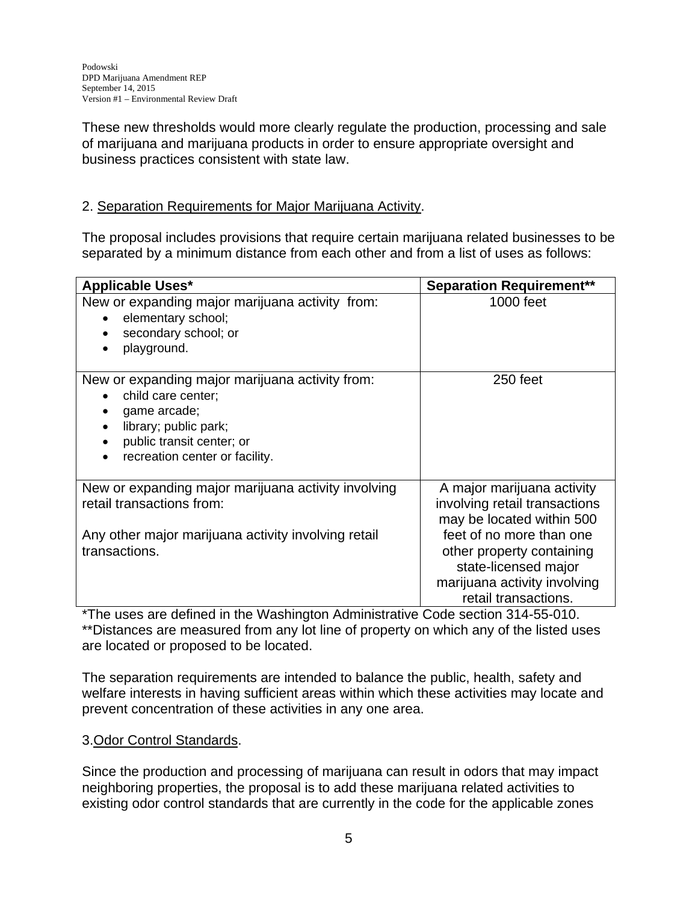These new thresholds would more clearly regulate the production, processing and sale of marijuana and marijuana products in order to ensure appropriate oversight and business practices consistent with state law.

2. Separation Requirements for Major Marijuana Activity.

The proposal includes provisions that require certain marijuana related businesses to be separated by a minimum distance from each other and from a list of uses as follows:

| Applicable Uses* | Separation Requirement** |
| --- | --- |
| New or expanding major marijuana activity from:<br>• elementary school;<br>• secondary school; or<br>• playground. | 1000 feet |
| New or expanding major marijuana activity from:<br>• child care center;<br>• game arcade;<br>• library; public park;<br>• public transit center; or<br>• recreation center or facility. | 250 feet |
| New or expanding major marijuana activity involving retail transactions from:<br><br>Any other major marijuana activity involving retail transactions. | A major marijuana activity involving retail transactions may be located within 500 feet of no more than one other property containing state-licensed major marijuana activity involving retail transactions. |

*The uses are defined in the Washington Administrative Code section 314-55-010.
**Distances are measured from any lot line of property on which any of the listed uses are located or proposed to be located.

The separation requirements are intended to balance the public, health, safety and welfare interests in having sufficient areas within which these activities may locate and prevent concentration of these activities in any one area.

3. Odor Control Standards.

Since the production and processing of marijuana can result in odors that may impact neighboring properties, the proposal is to add these marijuana related activities to existing odor control standards that are currently in the code for the applicable zones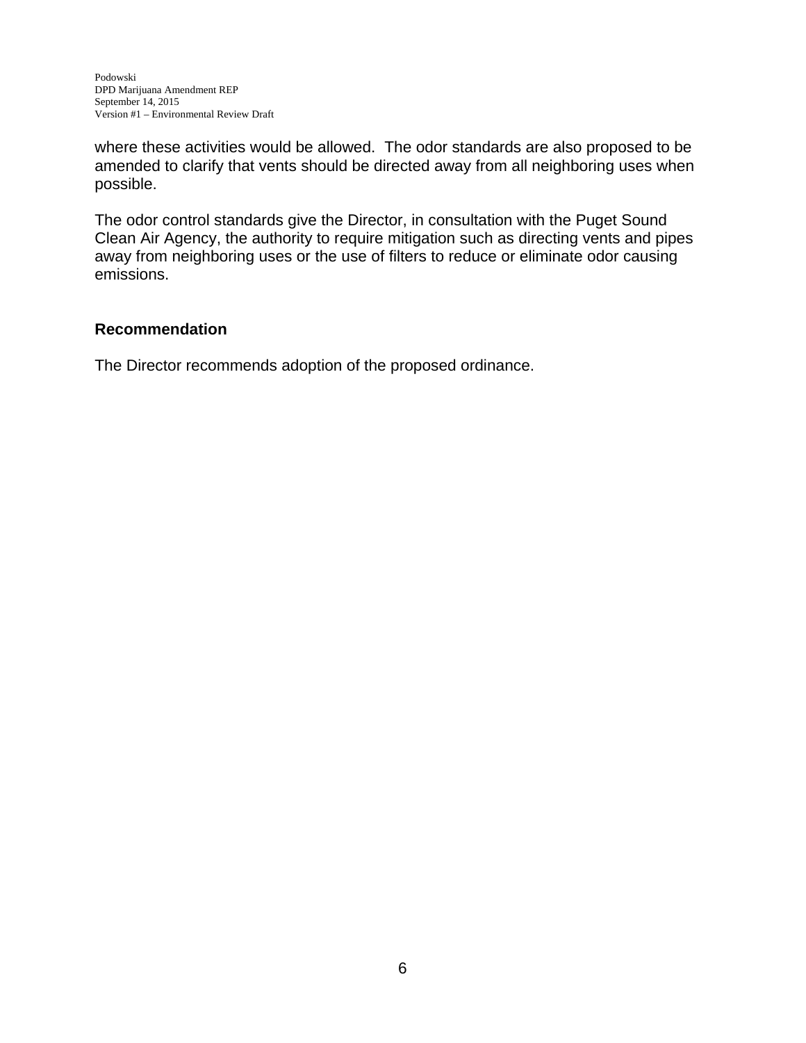where these activities would be allowed.  The odor standards are also proposed to be amended to clarify that vents should be directed away from all neighboring uses when possible.

The odor control standards give the Director, in consultation with the Puget Sound Clean Air Agency, the authority to require mitigation such as directing vents and pipes away from neighboring uses or the use of filters to reduce or eliminate odor causing emissions.

## Recommendation

The Director recommends adoption of the proposed ordinance.